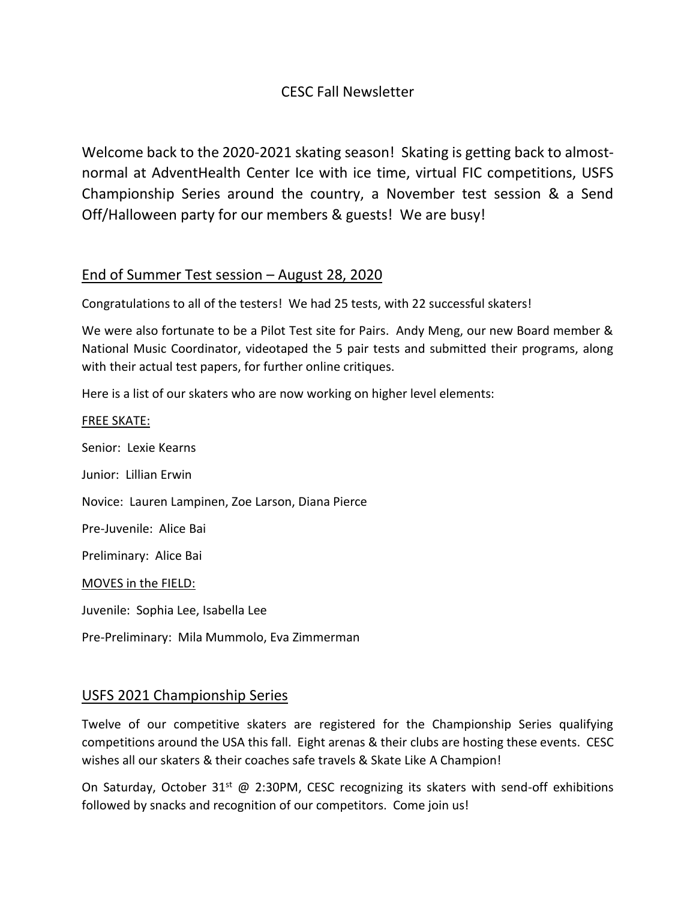# CESC Fall Newsletter

Welcome back to the 2020-2021 skating season! Skating is getting back to almost-normal at AdventHealth Center Ice with ice time, virtual FIC competitions, USFS Championship Series around the country, a November test session & a Send Off/Halloween party for our members & guests! We are busy!

## End of Summer Test session – August 28, 2020

Congratulations to all of the testers! We had 25 tests, with 22 successful skaters!

We were also fortunate to be a Pilot Test site for Pairs. Andy Meng, our new Board member & National Music Coordinator, videotaped the 5 pair tests and submitted their programs, along with their actual test papers, for further online critiques.

Here is a list of our skaters who are now working on higher level elements:

FREE SKATE:

Senior: Lexie Kearns

Junior: Lillian Erwin

Novice: Lauren Lampinen, Zoe Larson, Diana Pierce

Pre-Juvenile: Alice Bai

Preliminary: Alice Bai

MOVES in the FIELD:

Juvenile: Sophia Lee, Isabella Lee

Pre-Preliminary: Mila Mummolo, Eva Zimmerman

## USFS 2021 Championship Series

Twelve of our competitive skaters are registered for the Championship Series qualifying competitions around the USA this fall. Eight arenas & their clubs are hosting these events. CESC wishes all our skaters & their coaches safe travels & Skate Like A Champion!

On Saturday, October 31st @ 2:30PM, CESC recognizing its skaters with send-off exhibitions followed by snacks and recognition of our competitors. Come join us!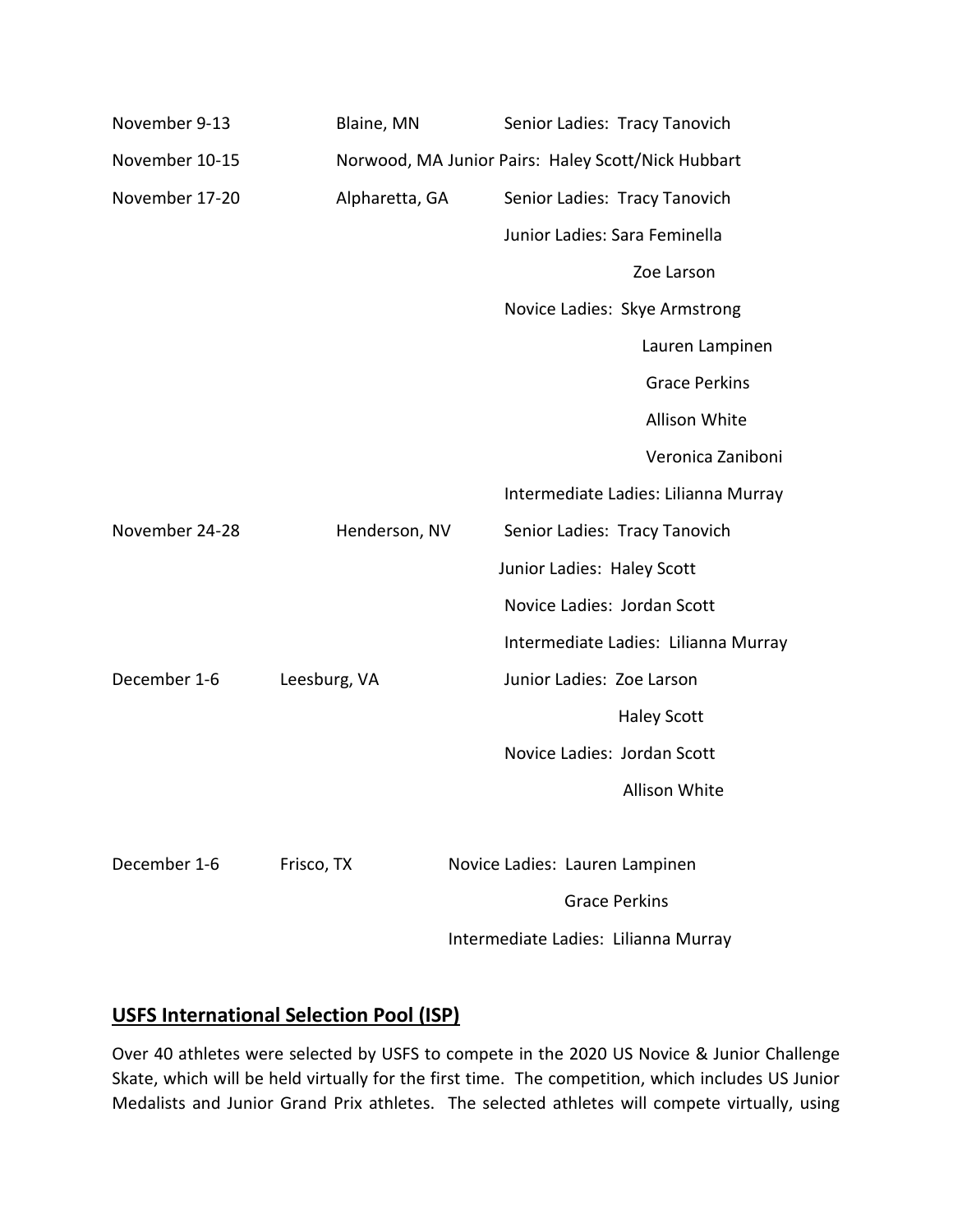| | | |
|---|---|---|
| November 9-13 | Blaine, MN | Senior Ladies: Tracy Tanovich |
| November 10-15 | Norwood, MA | Junior Pairs: Haley Scott/Nick Hubbart |
| November 17-20 | Alpharetta, GA | Senior Ladies: Tracy Tanovich |
| | | Junior Ladies: Sara Feminella |
| | | Zoe Larson |
| | | Novice Ladies: Skye Armstrong |
| | | Lauren Lampinen |
| | | Grace Perkins |
| | | Allison White |
| | | Veronica Zaniboni |
| | | Intermediate Ladies: Lilianna Murray |
| November 24-28 | Henderson, NV | Senior Ladies: Tracy Tanovich |
| | | Junior Ladies: Haley Scott |
| | | Novice Ladies: Jordan Scott |
| | | Intermediate Ladies: Lilianna Murray |
| December 1-6 | Leesburg, VA | Junior Ladies: Zoe Larson |
| | | Haley Scott |
| | | Novice Ladies: Jordan Scott |
| | | Allison White |
| December 1-6 | Frisco, TX | Novice Ladies: Lauren Lampinen |
| | | Grace Perkins |
| | | Intermediate Ladies: Lilianna Murray |

## USFS International Selection Pool (ISP)

Over 40 athletes were selected by USFS to compete in the 2020 US Novice & Junior Challenge Skate, which will be held virtually for the first time. The competition, which includes US Junior Medalists and Junior Grand Prix athletes. The selected athletes will compete virtually, using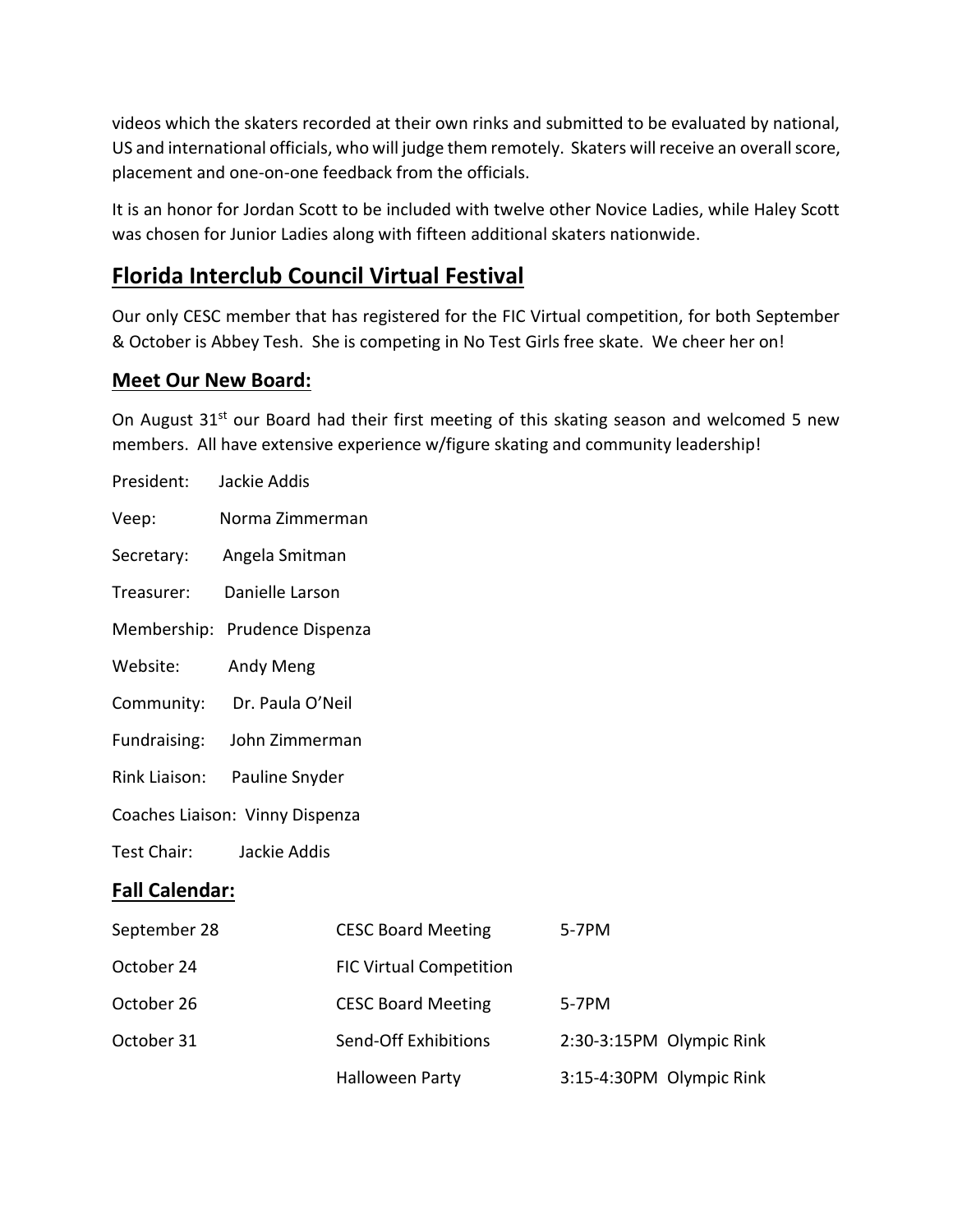videos which the skaters recorded at their own rinks and submitted to be evaluated by national, US and international officials, who will judge them remotely. Skaters will receive an overall score, placement and one-on-one feedback from the officials.

It is an honor for Jordan Scott to be included with twelve other Novice Ladies, while Haley Scott was chosen for Junior Ladies along with fifteen additional skaters nationwide.

## Florida Interclub Council Virtual Festival

Our only CESC member that has registered for the FIC Virtual competition, for both September & October is Abbey Tesh. She is competing in No Test Girls free skate. We cheer her on!

### Meet Our New Board:

On August 31st our Board had their first meeting of this skating season and welcomed 5 new members. All have extensive experience w/figure skating and community leadership!

President: Jackie Addis

Veep: Norma Zimmerman

Secretary: Angela Smitman

Treasurer: Danielle Larson

Membership: Prudence Dispenza

Website: Andy Meng

Community: Dr. Paula O'Neil

Fundraising: John Zimmerman

Rink Liaison: Pauline Snyder

Coaches Liaison: Vinny Dispenza

Test Chair: Jackie Addis

### Fall Calendar:

| | | |
|---|---|---|
| September 28 | CESC Board Meeting | 5-7PM |
| October 24 | FIC Virtual Competition | |
| October 26 | CESC Board Meeting | 5-7PM |
| October 31 | Send-Off Exhibitions | 2:30-3:15PM Olympic Rink |
| | Halloween Party | 3:15-4:30PM Olympic Rink |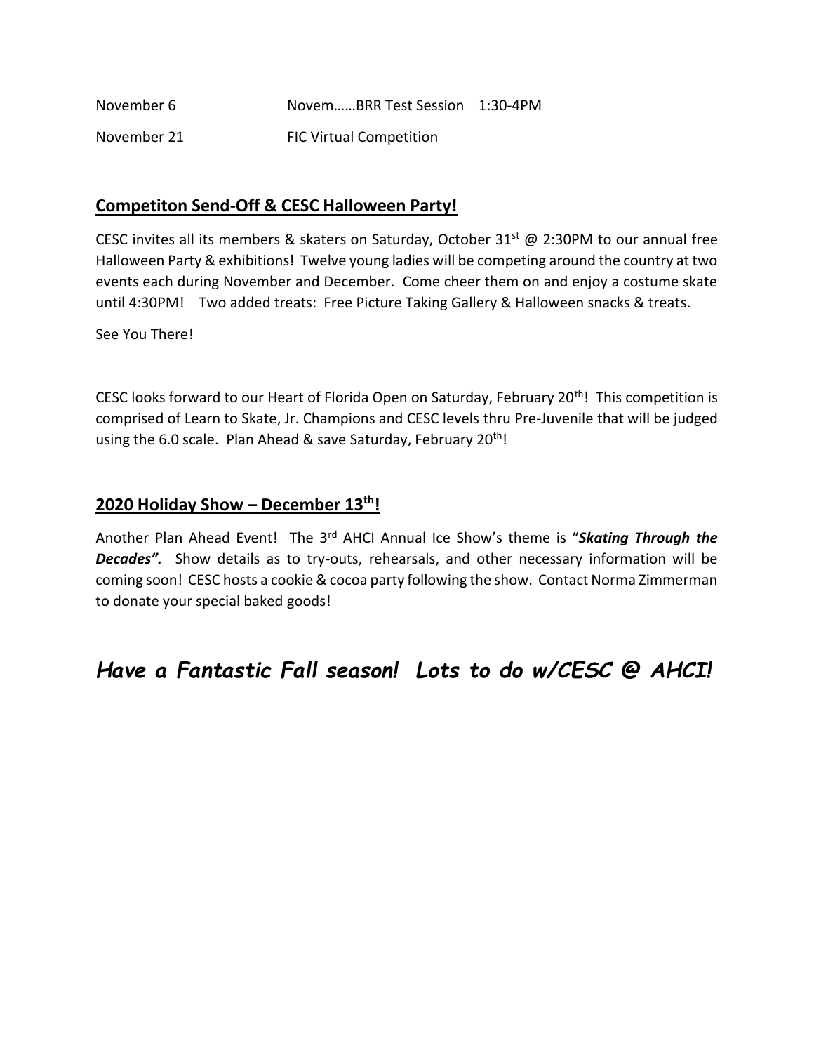| | |
|---|---|
| November 6 | Novem……BRR Test Session 1:30-4PM |
| November 21 | FIC Virtual Competition |

## Competiton Send-Off & CESC Halloween Party!

CESC invites all its members & skaters on Saturday, October 31st @ 2:30PM to our annual free Halloween Party & exhibitions! Twelve young ladies will be competing around the country at two events each during November and December. Come cheer them on and enjoy a costume skate until 4:30PM! Two added treats: Free Picture Taking Gallery & Halloween snacks & treats.

See You There!

CESC looks forward to our Heart of Florida Open on Saturday, February 20th! This competition is comprised of Learn to Skate, Jr. Champions and CESC levels thru Pre-Juvenile that will be judged using the 6.0 scale. Plan Ahead & save Saturday, February 20th!

## 2020 Holiday Show – December 13th!

Another Plan Ahead Event! The 3rd AHCI Annual Ice Show's theme is "***Skating Through the Decades".*** Show details as to try-outs, rehearsals, and other necessary information will be coming soon! CESC hosts a cookie & cocoa party following the show. Contact Norma Zimmerman to donate your special baked goods!

## *Have a Fantastic Fall season! Lots to do w/CESC @ AHCI!*